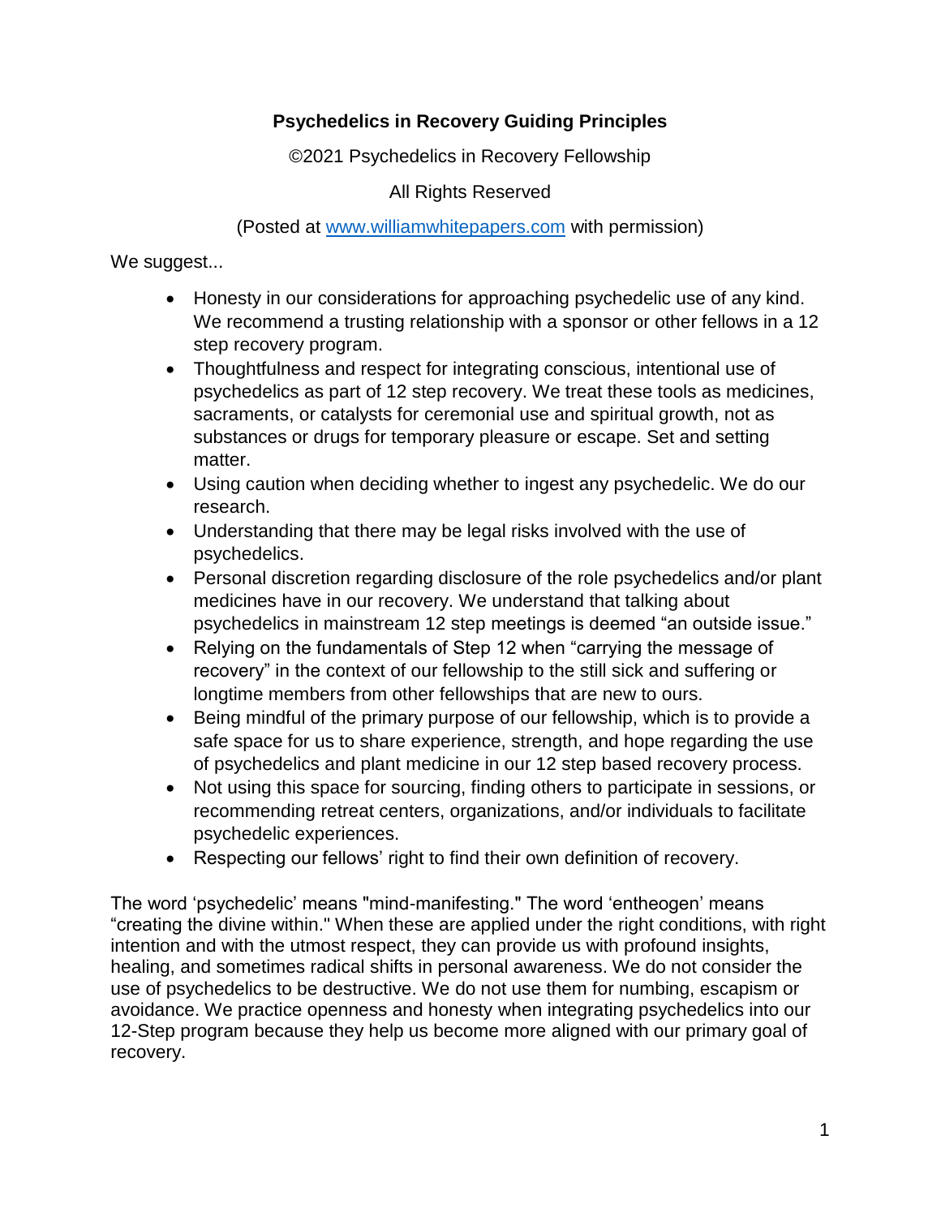# Psychedelics in Recovery Guiding Principles

©2021 Psychedelics in Recovery Fellowship

All Rights Reserved

(Posted at www.williamwhitepapers.com with permission)

We suggest...

- Honesty in our considerations for approaching psychedelic use of any kind. We recommend a trusting relationship with a sponsor or other fellows in a 12 step recovery program.
- Thoughtfulness and respect for integrating conscious, intentional use of psychedelics as part of 12 step recovery. We treat these tools as medicines, sacraments, or catalysts for ceremonial use and spiritual growth, not as substances or drugs for temporary pleasure or escape. Set and setting matter.
- Using caution when deciding whether to ingest any psychedelic. We do our research.
- Understanding that there may be legal risks involved with the use of psychedelics.
- Personal discretion regarding disclosure of the role psychedelics and/or plant medicines have in our recovery. We understand that talking about psychedelics in mainstream 12 step meetings is deemed "an outside issue."
- Relying on the fundamentals of Step 12 when "carrying the message of recovery" in the context of our fellowship to the still sick and suffering or longtime members from other fellowships that are new to ours.
- Being mindful of the primary purpose of our fellowship, which is to provide a safe space for us to share experience, strength, and hope regarding the use of psychedelics and plant medicine in our 12 step based recovery process.
- Not using this space for sourcing, finding others to participate in sessions, or recommending retreat centers, organizations, and/or individuals to facilitate psychedelic experiences.
- Respecting our fellows' right to find their own definition of recovery.

The word 'psychedelic' means "mind-manifesting." The word 'entheogen' means "creating the divine within." When these are applied under the right conditions, with right intention and with the utmost respect, they can provide us with profound insights, healing, and sometimes radical shifts in personal awareness. We do not consider the use of psychedelics to be destructive. We do not use them for numbing, escapism or avoidance. We practice openness and honesty when integrating psychedelics into our 12-Step program because they help us become more aligned with our primary goal of recovery.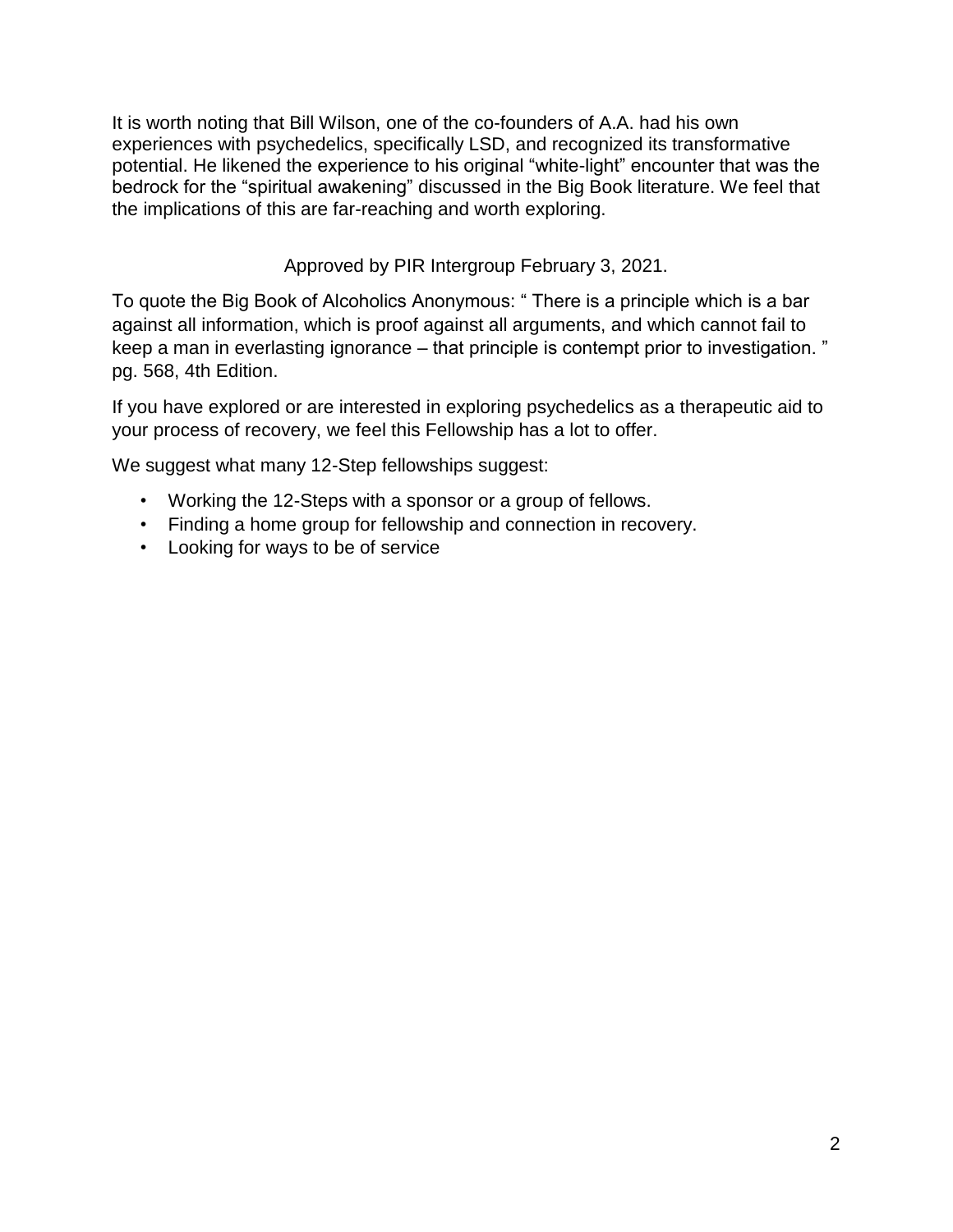It is worth noting that Bill Wilson, one of the co-founders of A.A. had his own experiences with psychedelics, specifically LSD, and recognized its transformative potential. He likened the experience to his original "white-light" encounter that was the bedrock for the "spiritual awakening" discussed in the Big Book literature. We feel that the implications of this are far-reaching and worth exploring.

Approved by PIR Intergroup February 3, 2021.

To quote the Big Book of Alcoholics Anonymous: " There is a principle which is a bar against all information, which is proof against all arguments, and which cannot fail to keep a man in everlasting ignorance – that principle is contempt prior to investigation. " pg. 568, 4th Edition.

If you have explored or are interested in exploring psychedelics as a therapeutic aid to your process of recovery, we feel this Fellowship has a lot to offer.

We suggest what many 12-Step fellowships suggest:

- Working the 12-Steps with a sponsor or a group of fellows.
- Finding a home group for fellowship and connection in recovery.
- Looking for ways to be of service